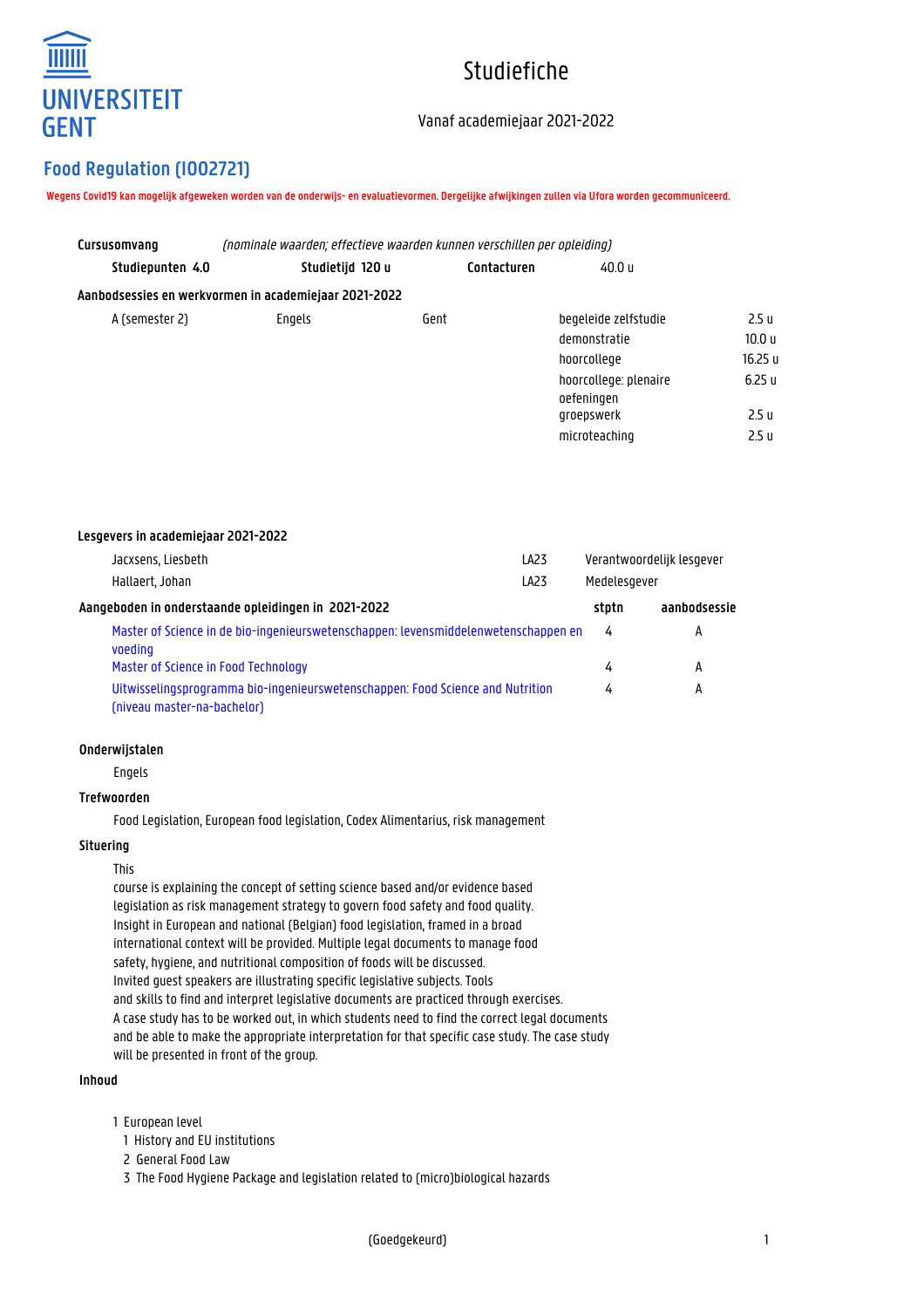# Studiefiche

Vanaf academiejaar 2021-2022

## Food Regulation (I002721)

**Wegens Covid19 kan mogelijk afgeweken worden van de onderwijs- en evaluatievormen. Dergelijke afwijkingen zullen via Ufora worden gecommuniceerd.**

**Cursusomvang** *(nominale waarden; effectieve waarden kunnen verschillen per opleiding)*

| Studiepunten 4.0 | Studietijd 120 u | Contacturen | 40.0 u |
|---|---|---|---|

**Aanbodsessies en werkvormen in academiejaar 2021-2022**

| | | | | |
|---|---|---|---|---|
| A (semester 2) | Engels | Gent | begeleide zelfstudie | 2.5 u |
| | | | demonstratie | 10.0 u |
| | | | hoorcollege | 16.25 u |
| | | | hoorcollege: plenaire oefeningen | 6.25 u |
| | | | groepswerk | 2.5 u |
| | | | microteaching | 2.5 u |

**Lesgevers in academiejaar 2021-2022**

| | | |
|---|---|---|
| Jacxsens, Liesbeth | LA23 | Verantwoordelijk lesgever |
| Hallaert, Johan | LA23 | Medelesgever |

| Aangeboden in onderstaande opleidingen in 2021-2022 | stptn | aanbodsessie |
|---|---|---|
| Master of Science in de bio-ingenieurswetenschappen: levensmiddelenwetenschappen en voeding | 4 | A |
| Master of Science in Food Technology | 4 | A |
| Uitwisselingsprogramma bio-ingenieurswetenschappen: Food Science and Nutrition (niveau master-na-bachelor) | 4 | A |

**Onderwijstalen**

Engels

**Trefwoorden**

Food Legislation, European food legislation, Codex Alimentarius, risk management

**Situering**

This course is explaining the concept of setting science based and/or evidence based legislation as risk management strategy to govern food safety and food quality. Insight in European and national (Belgian) food legislation, framed in a broad international context will be provided. Multiple legal documents to manage food safety, hygiene, and nutritional composition of foods will be discussed.
Invited guest speakers are illustrating specific legislative subjects. Tools and skills to find and interpret legislative documents are practiced through exercises.
A case study has to be worked out, in which students need to find the correct legal documents and be able to make the appropriate interpretation for that specific case study. The case study will be presented in front of the group.

**Inhoud**

1 European level
  1 History and EU institutions
  2 General Food Law
  3 The Food Hygiene Package and legislation related to (micro)biological hazards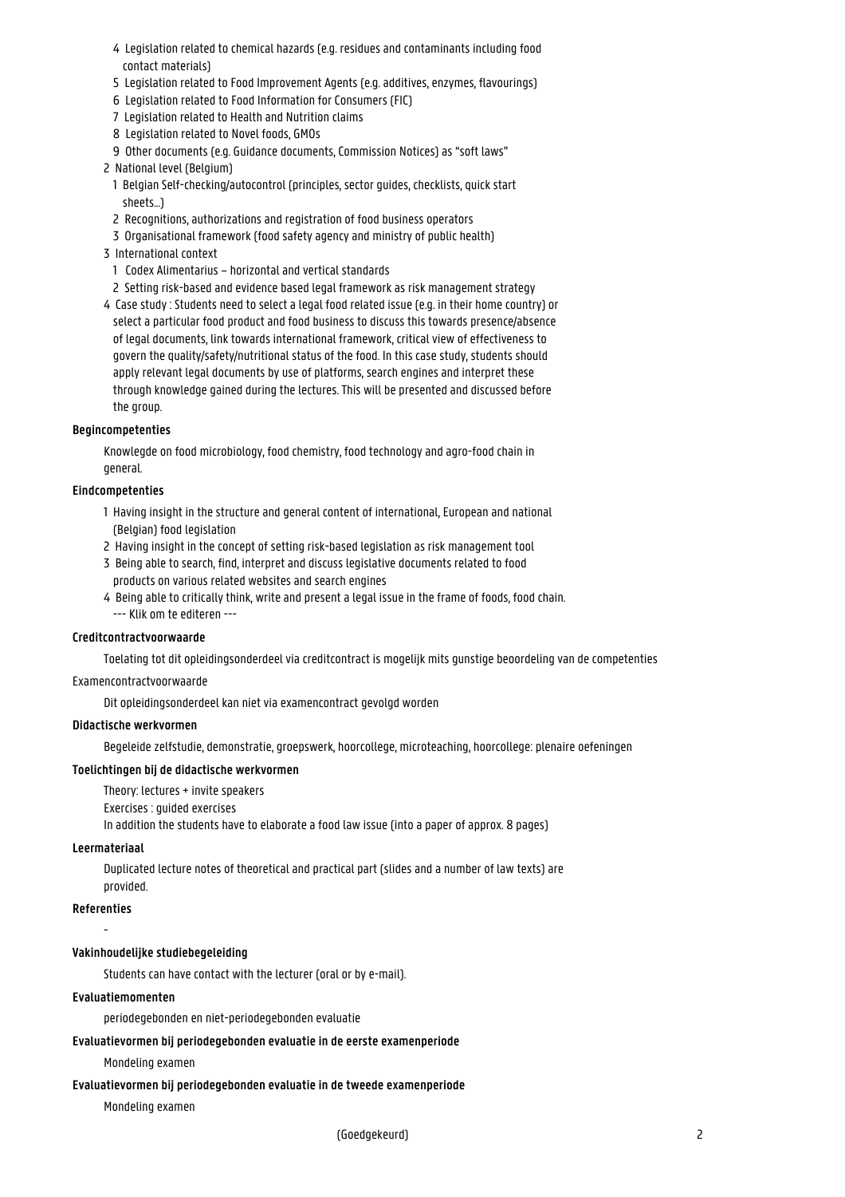4 Legislation related to chemical hazards (e.g. residues and contaminants including food contact materials)
5 Legislation related to Food Improvement Agents (e.g. additives, enzymes, flavourings)
6 Legislation related to Food Information for Consumers (FIC)
7 Legislation related to Health and Nutrition claims
8 Legislation related to Novel foods, GMOs
9 Other documents (e.g. Guidance documents, Commission Notices) as "soft laws"

2 National level (Belgium)
1 Belgian Self-checking/autocontrol (principles, sector guides, checklists, quick start sheets…)
2 Recognitions, authorizations and registration of food business operators
3 Organisational framework (food safety agency and ministry of public health)

3 International context
1 Codex Alimentarius – horizontal and vertical standards
2 Setting risk-based and evidence based legal framework as risk management strategy

4 Case study : Students need to select a legal food related issue (e.g. in their home country) or select a particular food product and food business to discuss this towards presence/absence of legal documents, link towards international framework, critical view of effectiveness to govern the quality/safety/nutritional status of the food. In this case study, students should apply relevant legal documents by use of platforms, search engines and interpret these through knowledge gained during the lectures. This will be presented and discussed before the group.

**Begincompetenties**

Knowlegde on food microbiology, food chemistry, food technology and agro-food chain in general.

**Eindcompetenties**

1 Having insight in the structure and general content of international, European and national (Belgian) food legislation
2 Having insight in the concept of setting risk-based legislation as risk management tool
3 Being able to search, find, interpret and discuss legislative documents related to food products on various related websites and search engines
4 Being able to critically think, write and present a legal issue in the frame of foods, food chain.

--- Klik om te editeren ---

**Creditcontractvoorwaarde**

Toelating tot dit opleidingsonderdeel via creditcontract is mogelijk mits gunstige beoordeling van de competenties

Examencontractvoorwaarde

Dit opleidingsonderdeel kan niet via examencontract gevolgd worden

**Didactische werkvormen**

Begeleide zelfstudie, demonstratie, groepswerk, hoorcollege, microteaching, hoorcollege: plenaire oefeningen

**Toelichtingen bij de didactische werkvormen**

Theory: lectures + invite speakers

Exercises : guided exercises

In addition the students have to elaborate a food law issue (into a paper of approx. 8 pages)

**Leermateriaal**

Duplicated lecture notes of theoretical and practical part (slides and a number of law texts) are provided.

**Referenties**

-

**Vakinhoudelijke studiebegeleiding**

Students can have contact with the lecturer (oral or by e-mail).

**Evaluatiemomenten**

periodegebonden en niet-periodegebonden evaluatie

**Evaluatievormen bij periodegebonden evaluatie in de eerste examenperiode**

Mondeling examen

**Evaluatievormen bij periodegebonden evaluatie in de tweede examenperiode**

Mondeling examen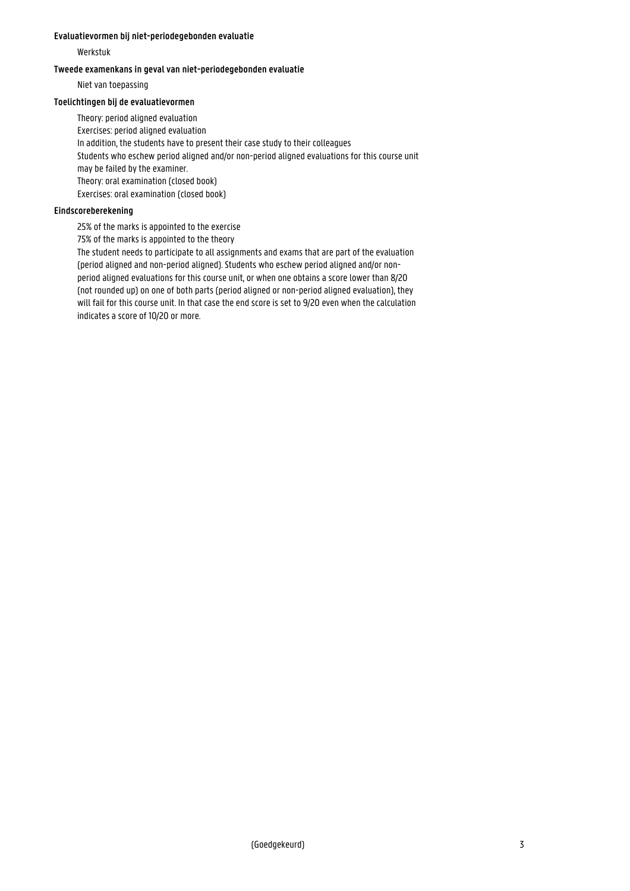**Evaluatievormen bij niet-periodegebonden evaluatie**

Werkstuk

**Tweede examenkans in geval van niet-periodegebonden evaluatie**

Niet van toepassing

**Toelichtingen bij de evaluatievormen**

Theory: period aligned evaluation
Exercises: period aligned evaluation
In addition, the students have to present their case study to their colleagues
Students who eschew period aligned and/or non-period aligned evaluations for this course unit may be failed by the examiner.
Theory: oral examination (closed book)
Exercises: oral examination (closed book)

**Eindscoreberekening**

25% of the marks is appointed to the exercise
75% of the marks is appointed to the theory
The student needs to participate to all assignments and exams that are part of the evaluation (period aligned and non-period aligned). Students who eschew period aligned and/or non-period aligned evaluations for this course unit, or when one obtains a score lower than 8/20 (not rounded up) on one of both parts (period aligned or non-period aligned evaluation), they will fail for this course unit. In that case the end score is set to 9/20 even when the calculation indicates a score of 10/20 or more.